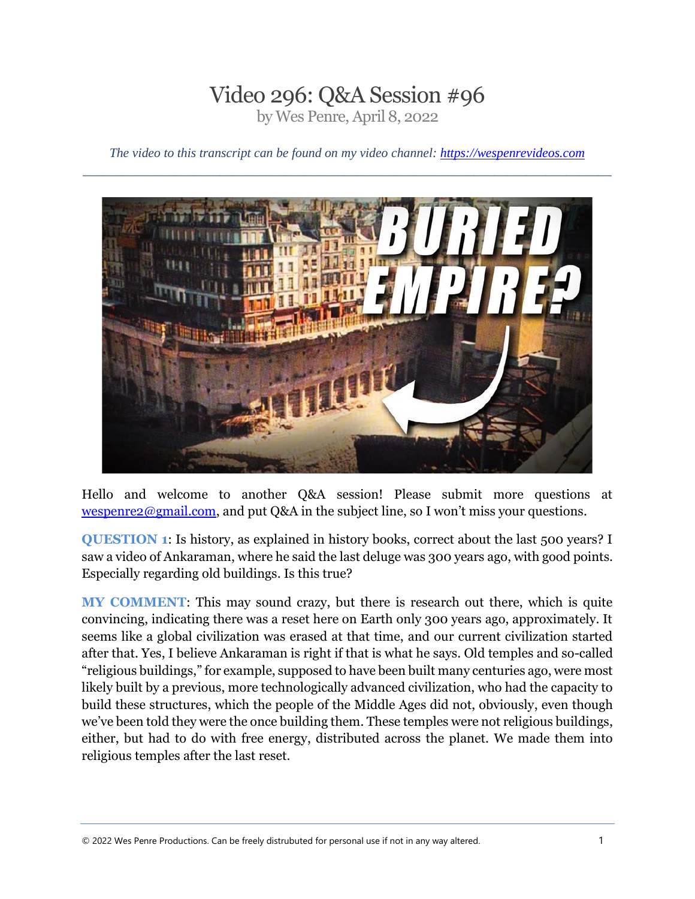# Video 296: Q&A Session #96

by Wes Penre, April 8, 2022

*The video to this transcript can be found on my video channel: [https://wespenrevideos.com](https://wespenrevideos.com)*

---

Hello and welcome to another Q&A session! Please submit more questions at [wespenre2@gmail.com](mailto:wespenre2@gmail.com), and put Q&A in the subject line, so I won't miss your questions.

**QUESTION 1**: Is history, as explained in history books, correct about the last 500 years? I saw a video of Ankaraman, where he said the last deluge was 300 years ago, with good points. Especially regarding old buildings. Is this true?

**MY COMMENT**: This may sound crazy, but there is research out there, which is quite convincing, indicating there was a reset here on Earth only 300 years ago, approximately. It seems like a global civilization was erased at that time, and our current civilization started after that. Yes, I believe Ankaraman is right if that is what he says. Old temples and so-called "religious buildings," for example, supposed to have been built many centuries ago, were most likely built by a previous, more technologically advanced civilization, who had the capacity to build these structures, which the people of the Middle Ages did not, obviously, even though we've been told they were the once building them. These temples were not religious buildings, either, but had to do with free energy, distributed across the planet. We made them into religious temples after the last reset.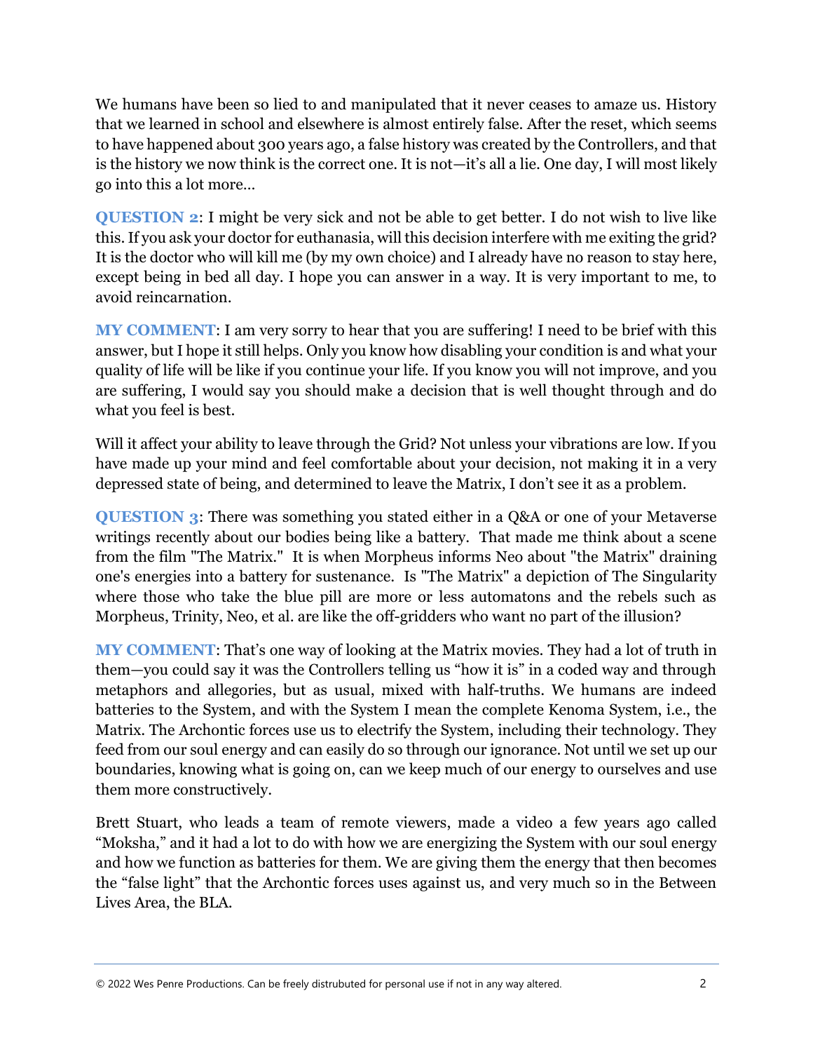We humans have been so lied to and manipulated that it never ceases to amaze us. History that we learned in school and elsewhere is almost entirely false. After the reset, which seems to have happened about 300 years ago, a false history was created by the Controllers, and that is the history we now think is the correct one. It is not—it's all a lie. One day, I will most likely go into this a lot more…

**QUESTION 2**: I might be very sick and not be able to get better. I do not wish to live like this. If you ask your doctor for euthanasia, will this decision interfere with me exiting the grid? It is the doctor who will kill me (by my own choice) and I already have no reason to stay here, except being in bed all day. I hope you can answer in a way. It is very important to me, to avoid reincarnation.

**MY COMMENT**: I am very sorry to hear that you are suffering! I need to be brief with this answer, but I hope it still helps. Only you know how disabling your condition is and what your quality of life will be like if you continue your life. If you know you will not improve, and you are suffering, I would say you should make a decision that is well thought through and do what you feel is best.

Will it affect your ability to leave through the Grid? Not unless your vibrations are low. If you have made up your mind and feel comfortable about your decision, not making it in a very depressed state of being, and determined to leave the Matrix, I don't see it as a problem.

**QUESTION 3**: There was something you stated either in a Q&A or one of your Metaverse writings recently about our bodies being like a battery. That made me think about a scene from the film "The Matrix." It is when Morpheus informs Neo about "the Matrix" draining one's energies into a battery for sustenance. Is "The Matrix" a depiction of The Singularity where those who take the blue pill are more or less automatons and the rebels such as Morpheus, Trinity, Neo, et al. are like the off-gridders who want no part of the illusion?

**MY COMMENT**: That's one way of looking at the Matrix movies. They had a lot of truth in them—you could say it was the Controllers telling us "how it is" in a coded way and through metaphors and allegories, but as usual, mixed with half-truths. We humans are indeed batteries to the System, and with the System I mean the complete Kenoma System, i.e., the Matrix. The Archontic forces use us to electrify the System, including their technology. They feed from our soul energy and can easily do so through our ignorance. Not until we set up our boundaries, knowing what is going on, can we keep much of our energy to ourselves and use them more constructively.

Brett Stuart, who leads a team of remote viewers, made a video a few years ago called "Moksha," and it had a lot to do with how we are energizing the System with our soul energy and how we function as batteries for them. We are giving them the energy that then becomes the "false light" that the Archontic forces uses against us, and very much so in the Between Lives Area, the BLA.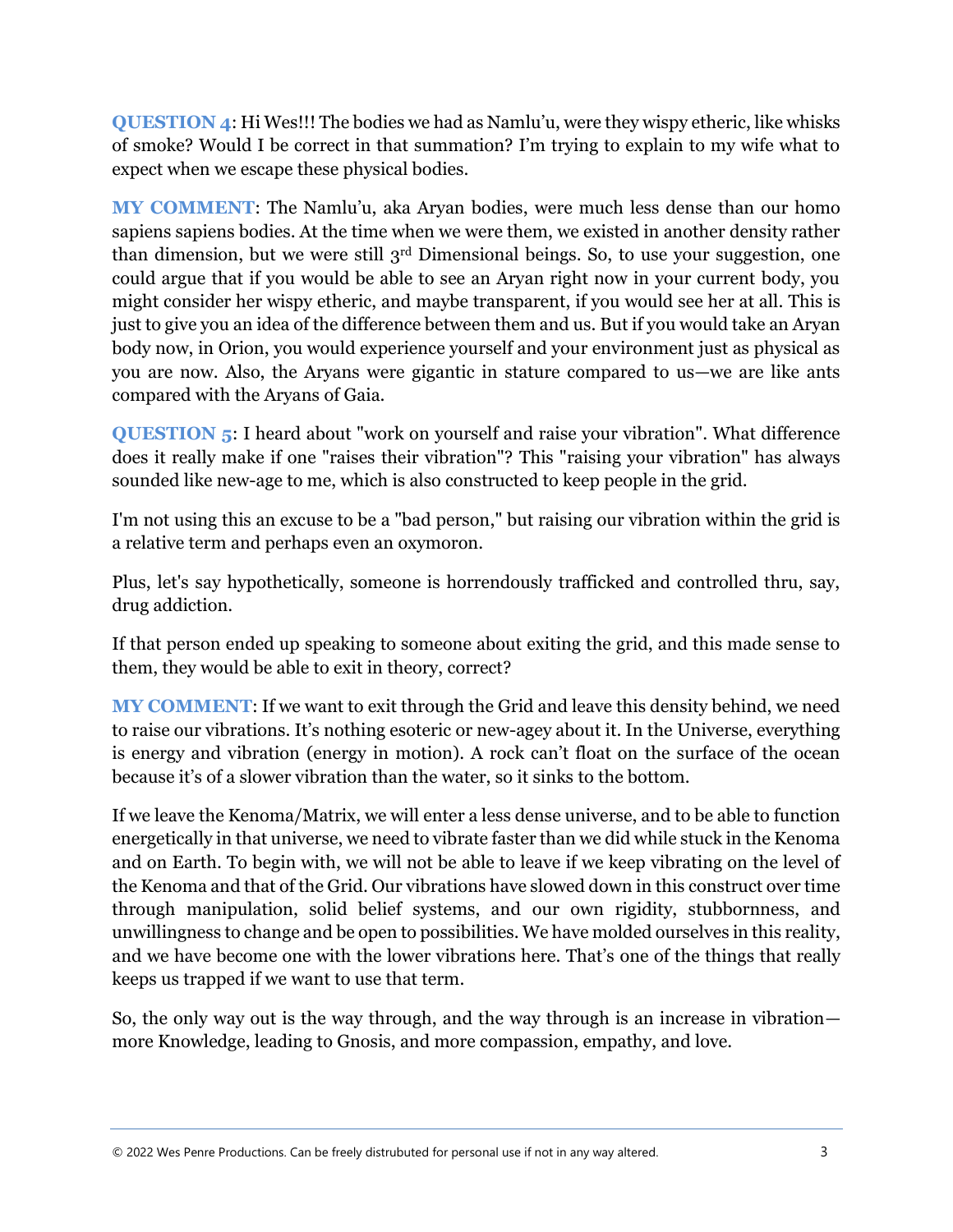**QUESTION 4**: Hi Wes!!! The bodies we had as Namlu'u, were they wispy etheric, like whisks of smoke? Would I be correct in that summation? I'm trying to explain to my wife what to expect when we escape these physical bodies.

**MY COMMENT**: The Namlu'u, aka Aryan bodies, were much less dense than our homo sapiens sapiens bodies. At the time when we were them, we existed in another density rather than dimension, but we were still 3rd Dimensional beings. So, to use your suggestion, one could argue that if you would be able to see an Aryan right now in your current body, you might consider her wispy etheric, and maybe transparent, if you would see her at all. This is just to give you an idea of the difference between them and us. But if you would take an Aryan body now, in Orion, you would experience yourself and your environment just as physical as you are now. Also, the Aryans were gigantic in stature compared to us—we are like ants compared with the Aryans of Gaia.

**QUESTION 5**: I heard about "work on yourself and raise your vibration". What difference does it really make if one "raises their vibration"? This "raising your vibration" has always sounded like new-age to me, which is also constructed to keep people in the grid.

I'm not using this an excuse to be a "bad person," but raising our vibration within the grid is a relative term and perhaps even an oxymoron.

Plus, let's say hypothetically, someone is horrendously trafficked and controlled thru, say, drug addiction.

If that person ended up speaking to someone about exiting the grid, and this made sense to them, they would be able to exit in theory, correct?

**MY COMMENT**: If we want to exit through the Grid and leave this density behind, we need to raise our vibrations. It's nothing esoteric or new-agey about it. In the Universe, everything is energy and vibration (energy in motion). A rock can't float on the surface of the ocean because it's of a slower vibration than the water, so it sinks to the bottom.

If we leave the Kenoma/Matrix, we will enter a less dense universe, and to be able to function energetically in that universe, we need to vibrate faster than we did while stuck in the Kenoma and on Earth. To begin with, we will not be able to leave if we keep vibrating on the level of the Kenoma and that of the Grid. Our vibrations have slowed down in this construct over time through manipulation, solid belief systems, and our own rigidity, stubbornness, and unwillingness to change and be open to possibilities. We have molded ourselves in this reality, and we have become one with the lower vibrations here. That's one of the things that really keeps us trapped if we want to use that term.

So, the only way out is the way through, and the way through is an increase in vibration—more Knowledge, leading to Gnosis, and more compassion, empathy, and love.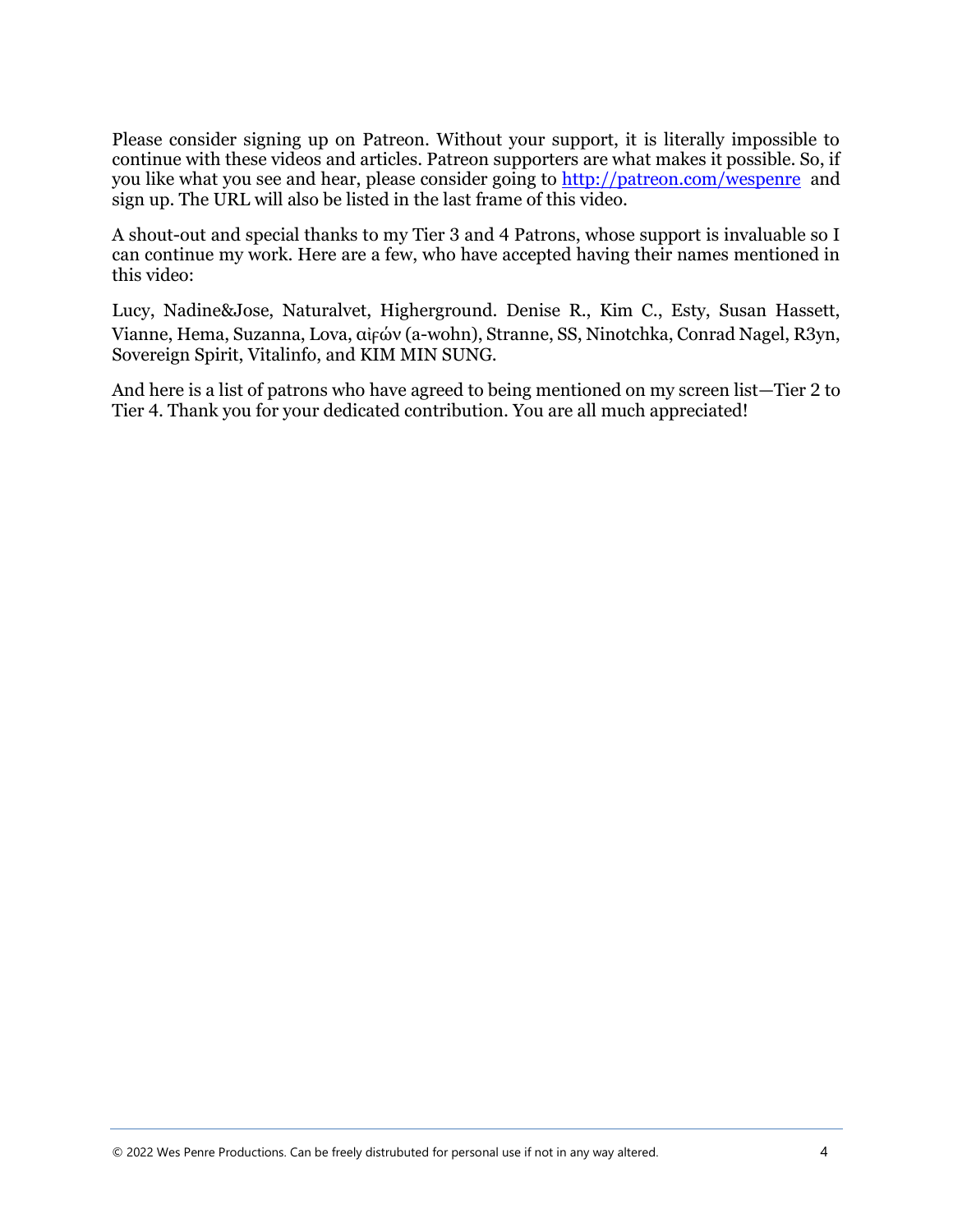Please consider signing up on Patreon. Without your support, it is literally impossible to continue with these videos and articles. Patreon supporters are what makes it possible. So, if you like what you see and hear, please consider going to [http://patreon.com/wespenre](http://patreon.com/wespenre) and sign up. The URL will also be listed in the last frame of this video.

A shout-out and special thanks to my Tier 3 and 4 Patrons, whose support is invaluable so I can continue my work. Here are a few, who have accepted having their names mentioned in this video:

Lucy, Nadine&Jose, Naturalvet, Higherground. Denise R., Kim C., Esty, Susan Hassett, Vianne, Hema, Suzanna, Lova, αἰϝών (a-wohn), Stranne, SS, Ninotchka, Conrad Nagel, R3yn, Sovereign Spirit, Vitalinfo, and KIM MIN SUNG.

And here is a list of patrons who have agreed to being mentioned on my screen list—Tier 2 to Tier 4. Thank you for your dedicated contribution. You are all much appreciated!